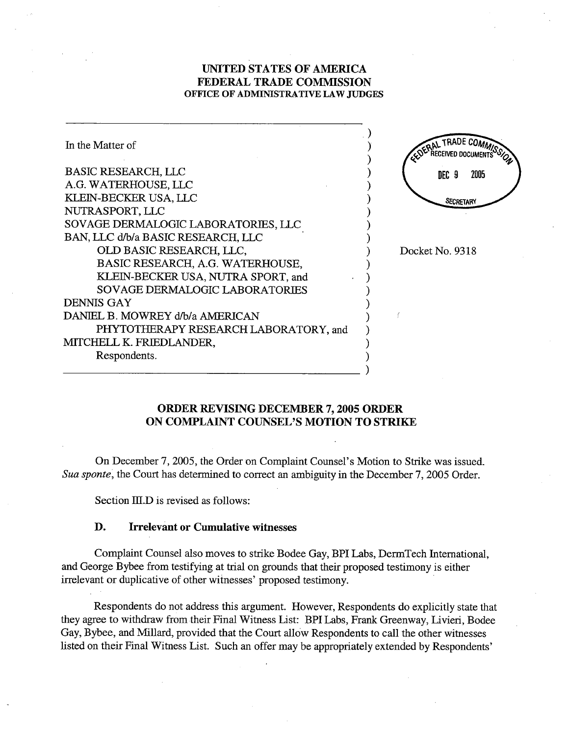# UNITED STATES OF AMERICA
# FEDERAL TRADE COMMISSION
## OFFICE OF ADMINISTRATIVE LAW JUDGES

In the Matter of

BASIC RESEARCH, LLC
A.G. WATERHOUSE, LLC
KLEIN-BECKER USA, LLC
NUTRASPORT, LLC
SOVAGE DERMALOGIC LABORATORIES, LLC
BAN, LLC d/b/a BASIC RESEARCH, LLC
OLD BASIC RESEARCH, LLC,
BASIC RESEARCH, A.G. WATERHOUSE,
KLEIN-BECKER USA, NUTRA SPORT, and
SOVAGE DERMALOGIC LABORATORIES
DENNIS GAY
DANIEL B. MOWREY d/b/a AMERICAN
PHYTOTHERAPY RESEARCH LABORATORY, and
MITCHELL K. FRIEDLANDER,
Respondents.

FEDERAL TRADE COMMISSION RECEIVED DOCUMENTS DEC 9 2005 SECRETARY

Docket No. 9318

## ORDER REVISING DECEMBER 7, 2005 ORDER ON COMPLAINT COUNSEL'S MOTION TO STRIKE

On December 7, 2005, the Order on Complaint Counsel's Motion to Strike was issued. *Sua sponte*, the Court has determined to correct an ambiguity in the December 7, 2005 Order.

Section III.D is revised as follows:

### D. Irrelevant or Cumulative witnesses

Complaint Counsel also moves to strike Bodee Gay, BPI Labs, DermTech International, and George Bybee from testifying at trial on grounds that their proposed testimony is either irrelevant or duplicative of other witnesses' proposed testimony.

Respondents do not address this argument. However, Respondents do explicitly state that they agree to withdraw from their Final Witness List: BPI Labs, Frank Greenway, Livieri, Bodee Gay, Bybee, and Millard, provided that the Court allow Respondents to call the other witnesses listed on their Final Witness List. Such an offer may be appropriately extended by Respondents'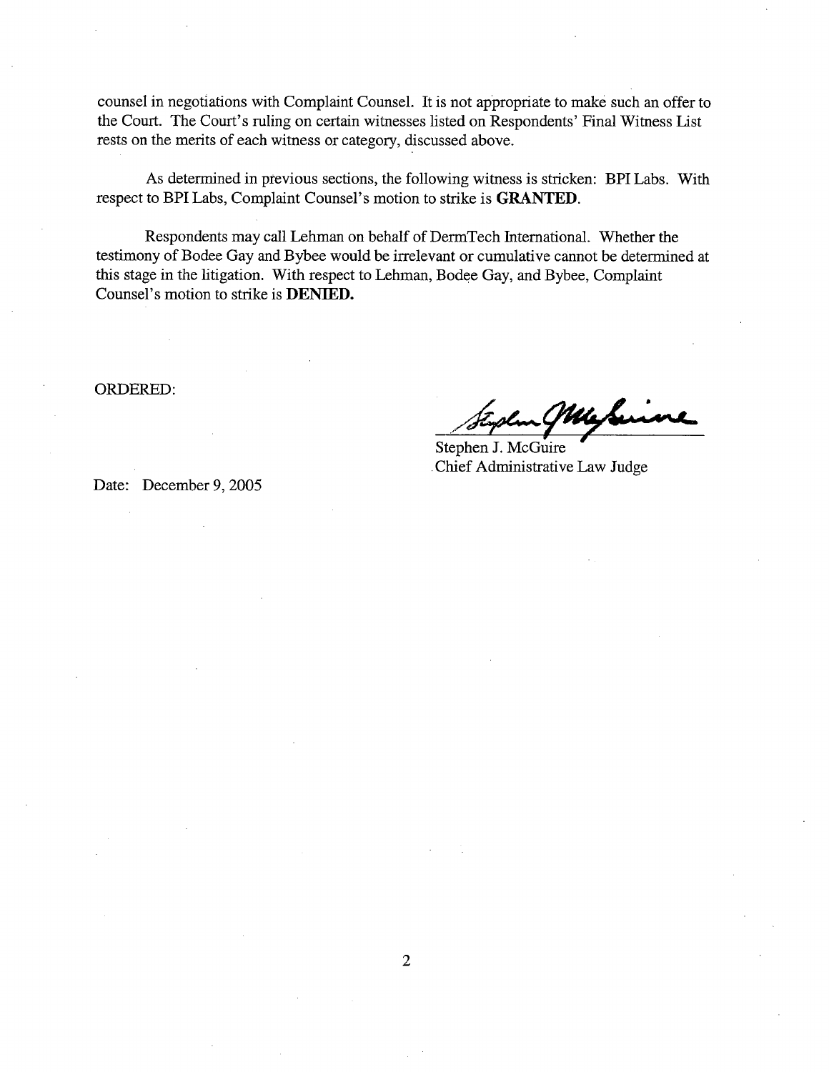counsel in negotiations with Complaint Counsel. It is not appropriate to make such an offer to the Court. The Court's ruling on certain witnesses listed on Respondents' Final Witness List rests on the merits of each witness or category, discussed above.

As determined in previous sections, the following witness is stricken: BPI Labs. With respect to BPI Labs, Complaint Counsel's motion to strike is **GRANTED**.

Respondents may call Lehman on behalf of DermTech International. Whether the testimony of Bodee Gay and Bybee would be irrelevant or cumulative cannot be determined at this stage in the litigation. With respect to Lehman, Bodee Gay, and Bybee, Complaint Counsel's motion to strike is **DENIED.**

ORDERED:

Stephen J. McGuire
Chief Administrative Law Judge

Date: December 9, 2005